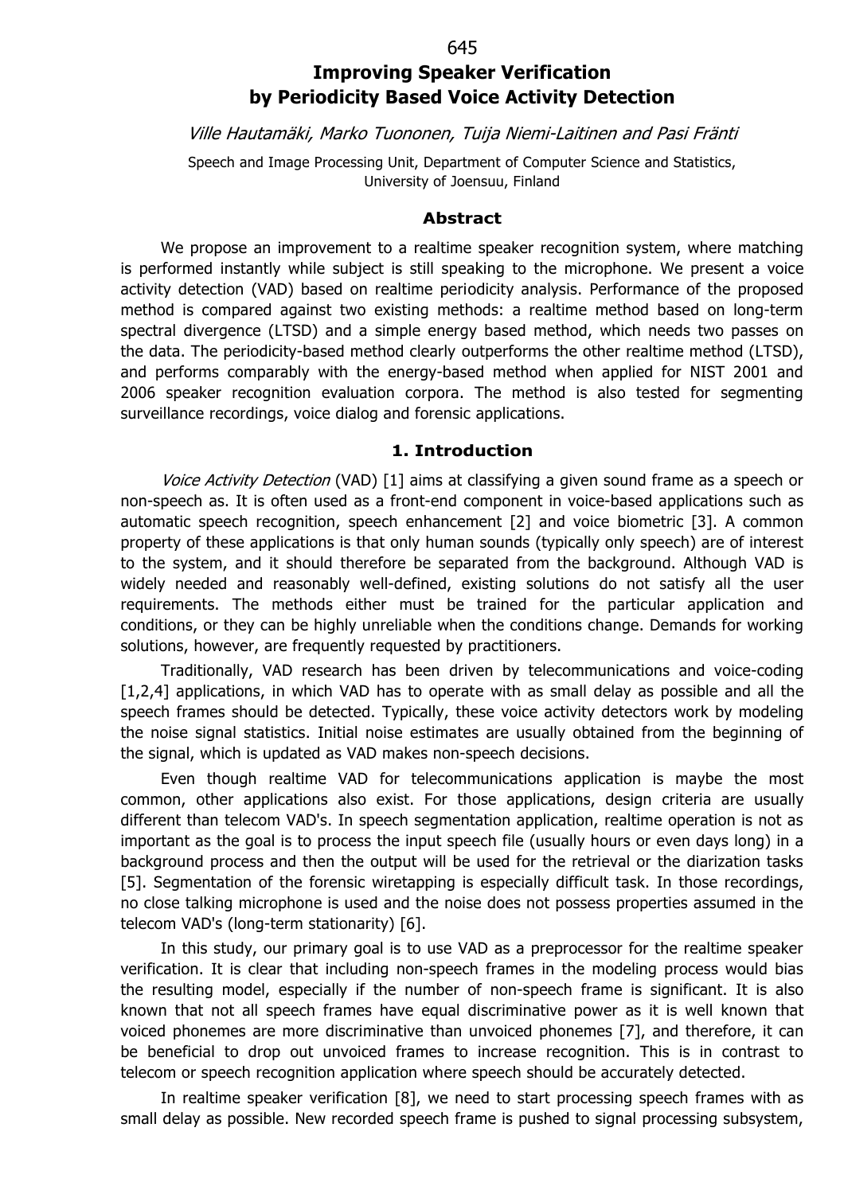# Improving Speaker Verification by Periodicity Based Voice Activity Detection

*Ville Hautamäki, Marko Tuononen, Tuija Niemi-Laitinen and Pasi Fränti*

Speech and Image Processing Unit, Department of Computer Science and Statistics, University of Joensuu, Finland

### Abstract

We propose an improvement to a realtime speaker recognition system, where matching is performed instantly while subject is still speaking to the microphone. We present a voice activity detection (VAD) based on realtime periodicity analysis. Performance of the proposed method is compared against two existing methods: a realtime method based on long-term spectral divergence (LTSD) and a simple energy based method, which needs two passes on the data. The periodicity-based method clearly outperforms the other realtime method (LTSD), and performs comparably with the energy-based method when applied for NIST 2001 and 2006 speaker recognition evaluation corpora. The method is also tested for segmenting surveillance recordings, voice dialog and forensic applications.

## 1. Introduction

*Voice Activity Detection* (VAD) [1] aims at classifying a given sound frame as a speech or non-speech as. It is often used as a front-end component in voice-based applications such as automatic speech recognition, speech enhancement [2] and voice biometric [3]. A common property of these applications is that only human sounds (typically only speech) are of interest to the system, and it should therefore be separated from the background. Although VAD is widely needed and reasonably well-defined, existing solutions do not satisfy all the user requirements. The methods either must be trained for the particular application and conditions, or they can be highly unreliable when the conditions change. Demands for working solutions, however, are frequently requested by practitioners.

Traditionally, VAD research has been driven by telecommunications and voice-coding [1,2,4] applications, in which VAD has to operate with as small delay as possible and all the speech frames should be detected. Typically, these voice activity detectors work by modeling the noise signal statistics. Initial noise estimates are usually obtained from the beginning of the signal, which is updated as VAD makes non-speech decisions.

Even though realtime VAD for telecommunications application is maybe the most common, other applications also exist. For those applications, design criteria are usually different than telecom VAD's. In speech segmentation application, realtime operation is not as important as the goal is to process the input speech file (usually hours or even days long) in a background process and then the output will be used for the retrieval or the diarization tasks [5]. Segmentation of the forensic wiretapping is especially difficult task. In those recordings, no close talking microphone is used and the noise does not possess properties assumed in the telecom VAD's (long-term stationarity) [6].

In this study, our primary goal is to use VAD as a preprocessor for the realtime speaker verification. It is clear that including non-speech frames in the modeling process would bias the resulting model, especially if the number of non-speech frame is significant. It is also known that not all speech frames have equal discriminative power as it is well known that voiced phonemes are more discriminative than unvoiced phonemes [7], and therefore, it can be beneficial to drop out unvoiced frames to increase recognition. This is in contrast to telecom or speech recognition application where speech should be accurately detected.

In realtime speaker verification [8], we need to start processing speech frames with as small delay as possible. New recorded speech frame is pushed to signal processing subsystem,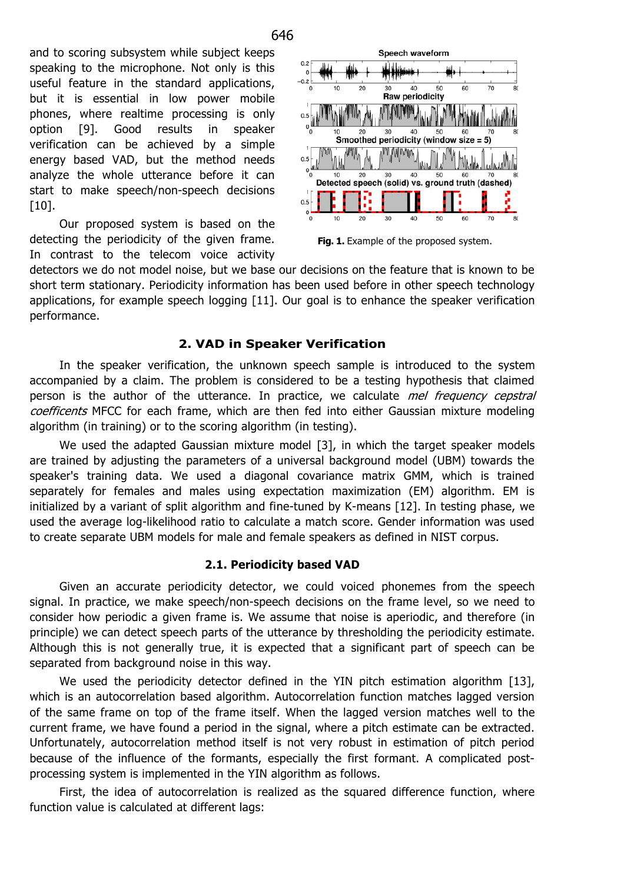and to scoring subsystem while subject keeps speaking to the microphone. Not only is this useful feature in the standard applications, but it is essential in low power mobile phones, where realtime processing is only option [9]. Good results in speaker verification can be achieved by a simple energy based VAD, but the method needs analyze the whole utterance before it can start to make speech/non-speech decisions [10].

Our proposed system is based on the detecting the periodicity of the given frame. In contrast to the telecom voice activity detectors we do not model noise, but we base our decisions on the feature that is known to be short term stationary. Periodicity information has been used before in other speech technology applications, for example speech logging [11]. Our goal is to enhance the speaker verification performance.

**Fig. 1.** Example of the proposed system.

## 2. VAD in Speaker Verification

In the speaker verification, the unknown speech sample is introduced to the system accompanied by a claim. The problem is considered to be a testing hypothesis that claimed person is the author of the utterance. In practice, we calculate *mel frequency cepstral coefficents* MFCC for each frame, which are then fed into either Gaussian mixture modeling algorithm (in training) or to the scoring algorithm (in testing).

We used the adapted Gaussian mixture model [3], in which the target speaker models are trained by adjusting the parameters of a universal background model (UBM) towards the speaker's training data. We used a diagonal covariance matrix GMM, which is trained separately for females and males using expectation maximization (EM) algorithm. EM is initialized by a variant of split algorithm and fine-tuned by K-means [12]. In testing phase, we used the average log-likelihood ratio to calculate a match score. Gender information was used to create separate UBM models for male and female speakers as defined in NIST corpus.

### 2.1. Periodicity based VAD

Given an accurate periodicity detector, we could voiced phonemes from the speech signal. In practice, we make speech/non-speech decisions on the frame level, so we need to consider how periodic a given frame is. We assume that noise is aperiodic, and therefore (in principle) we can detect speech parts of the utterance by thresholding the periodicity estimate. Although this is not generally true, it is expected that a significant part of speech can be separated from background noise in this way.

We used the periodicity detector defined in the YIN pitch estimation algorithm [13], which is an autocorrelation based algorithm. Autocorrelation function matches lagged version of the same frame on top of the frame itself. When the lagged version matches well to the current frame, we have found a period in the signal, where a pitch estimate can be extracted. Unfortunately, autocorrelation method itself is not very robust in estimation of pitch period because of the influence of the formants, especially the first formant. A complicated post-processing system is implemented in the YIN algorithm as follows.

First, the idea of autocorrelation is realized as the squared difference function, where function value is calculated at different lags: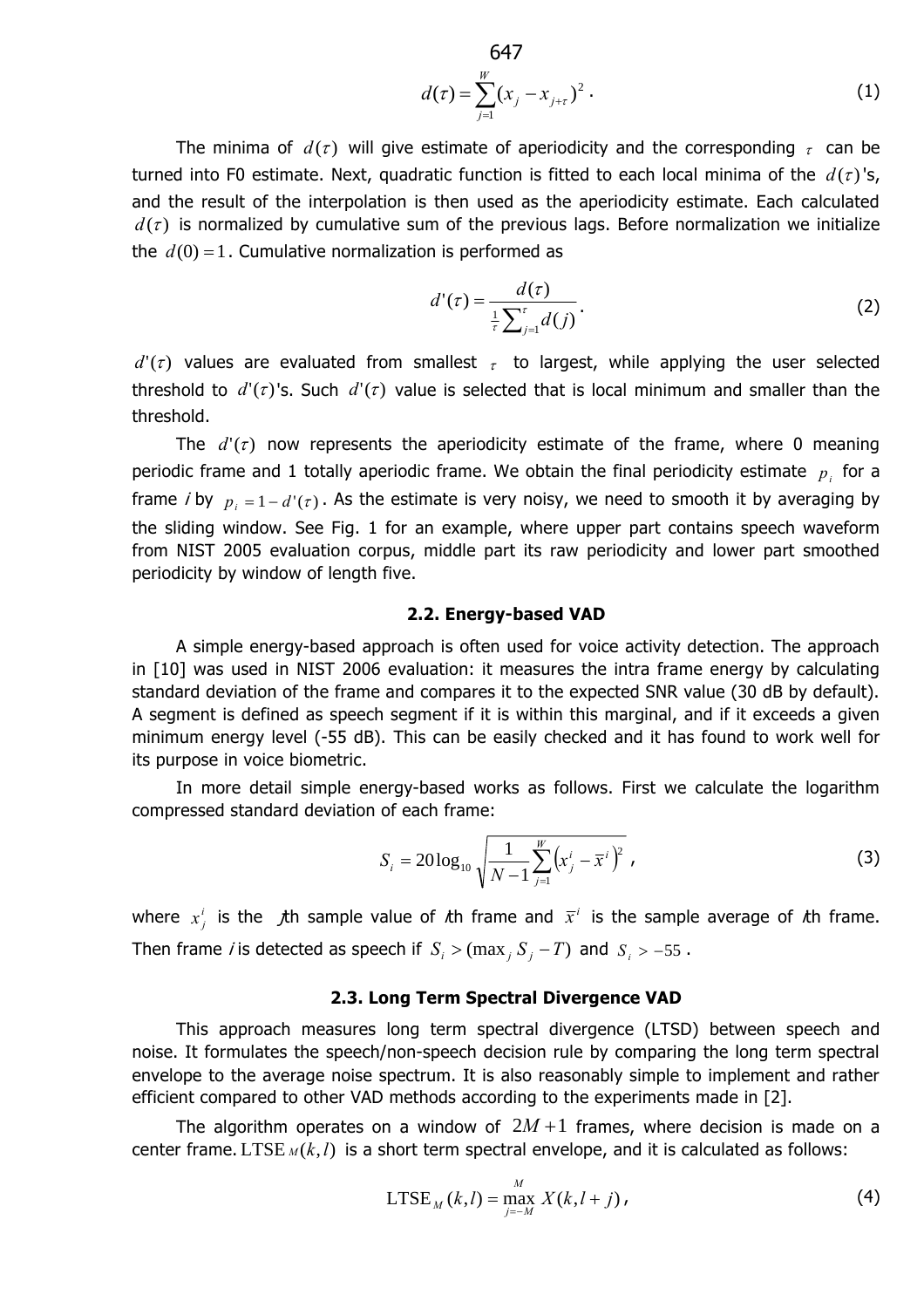$$d(\tau)=\sum_{j=1}^{W}(x_j - x_{j+\tau})^2 \,. \tag{1}$$

The minima of $d(\tau)$ will give estimate of aperiodicity and the corresponding $\tau$ can be turned into F0 estimate. Next, quadratic function is fitted to each local minima of the $d(\tau)$'s, and the result of the interpolation is then used as the aperiodicity estimate. Each calculated $d(\tau)$ is normalized by cumulative sum of the previous lags. Before normalization we initialize the $d(0)=1$. Cumulative normalization is performed as

$$d'(\tau)=\frac{d(\tau)}{\frac{1}{\tau}\sum_{j=1}^{\tau}d(j)}. \tag{2}$$

$d'(\tau)$ values are evaluated from smallest $\tau$ to largest, while applying the user selected threshold to $d'(\tau)$'s. Such $d'(\tau)$ value is selected that is local minimum and smaller than the threshold.

The $d'(\tau)$ now represents the aperiodicity estimate of the frame, where 0 meaning periodic frame and 1 totally aperiodic frame. We obtain the final periodicity estimate $p_i$ for a frame *i* by $p_i = 1 - d'(\tau)$. As the estimate is very noisy, we need to smooth it by averaging by the sliding window. See Fig. 1 for an example, where upper part contains speech waveform from NIST 2005 evaluation corpus, middle part its raw periodicity and lower part smoothed periodicity by window of length five.

### 2.2. Energy-based VAD

A simple energy-based approach is often used for voice activity detection. The approach in [10] was used in NIST 2006 evaluation: it measures the intra frame energy by calculating standard deviation of the frame and compares it to the expected SNR value (30 dB by default). A segment is defined as speech segment if it is within this marginal, and if it exceeds a given minimum energy level (-55 dB). This can be easily checked and it has found to work well for its purpose in voice biometric.

In more detail simple energy-based works as follows. First we calculate the logarithm compressed standard deviation of each frame:

$$S_i = 20\log_{10}\sqrt{\frac{1}{N-1}\sum_{j=1}^{W}\left(x_j^i - \bar{x}^i\right)^2}\,, \tag{3}$$

where $x_j^i$ is the *j*th sample value of *i*th frame and $\bar{x}^i$ is the sample average of *i*th frame. Then frame *i* is detected as speech if $S_i > (\max_j S_j - T)$ and $S_i > -55$.

### 2.3. Long Term Spectral Divergence VAD

This approach measures long term spectral divergence (LTSD) between speech and noise. It formulates the speech/non-speech decision rule by comparing the long term spectral envelope to the average noise spectrum. It is also reasonably simple to implement and rather efficient compared to other VAD methods according to the experiments made in [2].

The algorithm operates on a window of $2M+1$ frames, where decision is made on a center frame. $\mathrm{LTSE}_M(k,l)$ is a short term spectral envelope, and it is calculated as follows:

$$\mathrm{LTSE}_M(k,l)=\max_{j=-M}^{M} X(k,l+j)\,, \tag{4}$$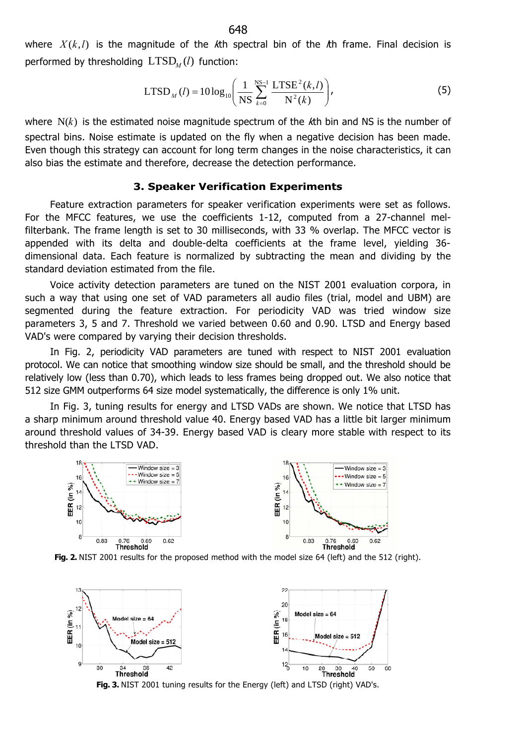where $X(k,l)$ is the magnitude of the $k$th spectral bin of the $l$th frame. Final decision is performed by thresholding $\text{LTSD}_M(l)$ function:

$$\text{LTSD}_M(l) = 10\log_{10}\left(\frac{1}{\text{NS}}\sum_{k=0}^{\text{NS}-1}\frac{\text{LTSE}^2(k,l)}{\text{N}^2(k)}\right), \tag{5}$$

where $\text{N}(k)$ is the estimated noise magnitude spectrum of the $k$th bin and NS is the number of spectral bins. Noise estimate is updated on the fly when a negative decision has been made. Even though this strategy can account for long term changes in the noise characteristics, it can also bias the estimate and therefore, decrease the detection performance.

## 3. Speaker Verification Experiments

Feature extraction parameters for speaker verification experiments were set as follows. For the MFCC features, we use the coefficients 1-12, computed from a 27-channel mel-filterbank. The frame length is set to 30 milliseconds, with 33 % overlap. The MFCC vector is appended with its delta and double-delta coefficients at the frame level, yielding 36-dimensional data. Each feature is normalized by subtracting the mean and dividing by the standard deviation estimated from the file.

Voice activity detection parameters are tuned on the NIST 2001 evaluation corpora, in such a way that using one set of VAD parameters all audio files (trial, model and UBM) are segmented during the feature extraction. For periodicity VAD was tried window size parameters 3, 5 and 7. Threshold we varied between 0.60 and 0.90. LTSD and Energy based VAD's were compared by varying their decision thresholds.

In Fig. 2, periodicity VAD parameters are tuned with respect to NIST 2001 evaluation protocol. We can notice that smoothing window size should be small, and the threshold should be relatively low (less than 0.70), which leads to less frames being dropped out. We also notice that 512 size GMM outperforms 64 size model systematically, the difference is only 1% unit.

In Fig. 3, tuning results for energy and LTSD VADs are shown. We notice that LTSD has a sharp minimum around threshold value 40. Energy based VAD has a little bit larger minimum around threshold values of 34-39. Energy based VAD is cleary more stable with respect to its threshold than the LTSD VAD.

**Fig. 2.** NIST 2001 results for the proposed method with the model size 64 (left) and the 512 (right).

**Fig. 3.** NIST 2001 tuning results for the Energy (left) and LTSD (right) VAD's.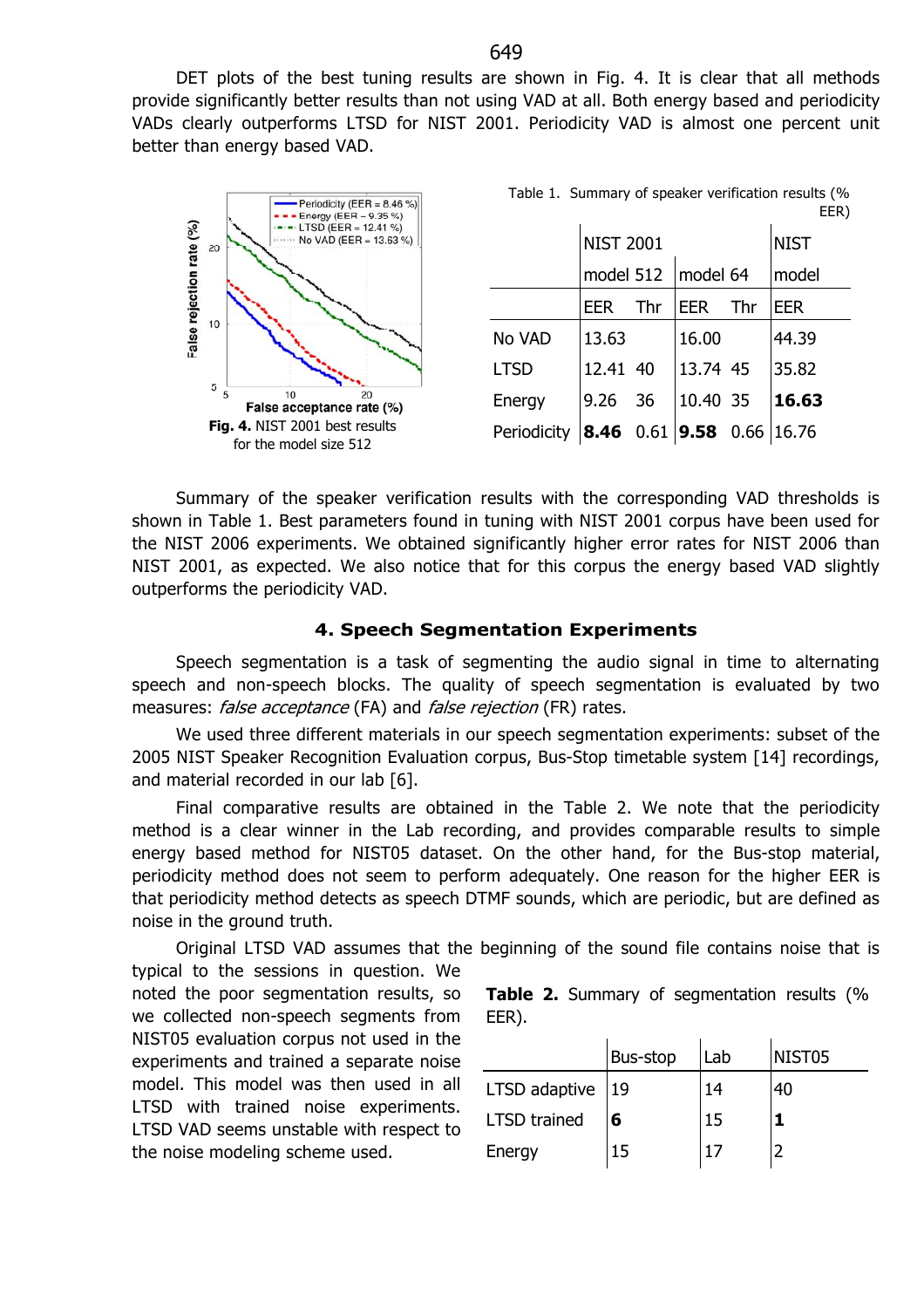DET plots of the best tuning results are shown in Fig. 4. It is clear that all methods provide significantly better results than not using VAD at all. Both energy based and periodicity VADs clearly outperforms LTSD for NIST 2001. Periodicity VAD is almost one percent unit better than energy based VAD.

**Fig. 4.** NIST 2001 best results for the model size 512

Table 1. Summary of speaker verification results (% EER)

| | NIST 2001 | | | | NIST |
|---|---|---|---|---|---|
| | model 512 | | model 64 | | model |
| | EER | Thr | EER | Thr | EER |
| No VAD | 13.63 | | 16.00 | | 44.39 |
| LTSD | 12.41 | 40 | 13.74 | 45 | 35.82 |
| Energy | 9.26 | 36 | 10.40 | 35 | **16.63** |
| Periodicity | **8.46** | 0.61 | **9.58** | 0.66 | 16.76 |

Summary of the speaker verification results with the corresponding VAD thresholds is shown in Table 1. Best parameters found in tuning with NIST 2001 corpus have been used for the NIST 2006 experiments. We obtained significantly higher error rates for NIST 2006 than NIST 2001, as expected. We also notice that for this corpus the energy based VAD slightly outperforms the periodicity VAD.

## 4. Speech Segmentation Experiments

Speech segmentation is a task of segmenting the audio signal in time to alternating speech and non-speech blocks. The quality of speech segmentation is evaluated by two measures: *false acceptance* (FA) and *false rejection* (FR) rates.

We used three different materials in our speech segmentation experiments: subset of the 2005 NIST Speaker Recognition Evaluation corpus, Bus-Stop timetable system [14] recordings, and material recorded in our lab [6].

Final comparative results are obtained in the Table 2. We note that the periodicity method is a clear winner in the Lab recording, and provides comparable results to simple energy based method for NIST05 dataset. On the other hand, for the Bus-stop material, periodicity method does not seem to perform adequately. One reason for the higher EER is that periodicity method detects as speech DTMF sounds, which are periodic, but are defined as noise in the ground truth.

Original LTSD VAD assumes that the beginning of the sound file contains noise that is typical to the sessions in question. We noted the poor segmentation results, so we collected non-speech segments from NIST05 evaluation corpus not used in the experiments and trained a separate noise model. This model was then used in all LTSD with trained noise experiments. LTSD VAD seems unstable with respect to the noise modeling scheme used.

**Table 2.** Summary of segmentation results (% EER).

| | Bus-stop | Lab | NIST05 |
|---|---|---|---|
| LTSD adaptive | 19 | 14 | 40 |
| LTSD trained | **6** | 15 | **1** |
| Energy | 15 | 17 | 2 |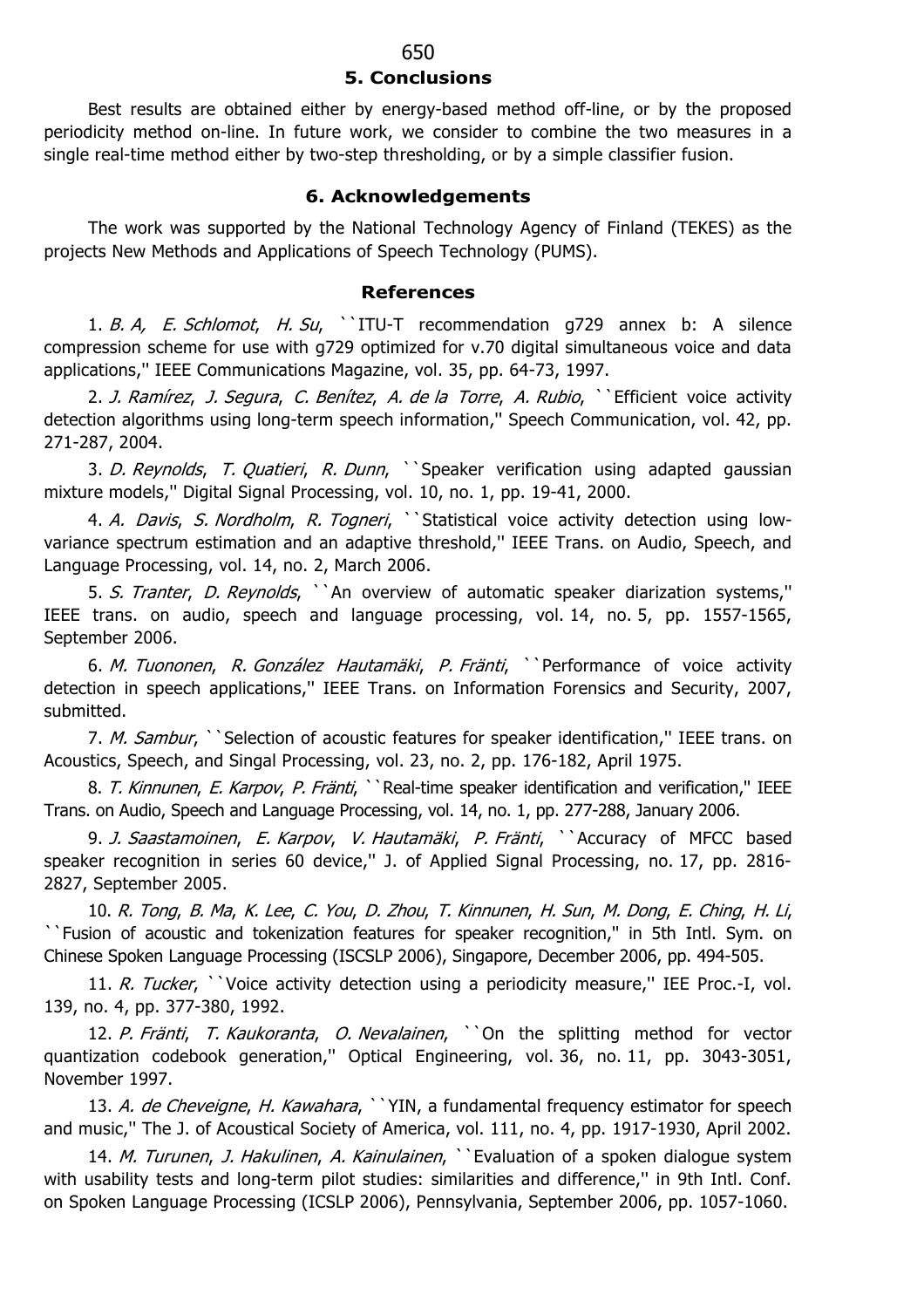## 5. Conclusions

Best results are obtained either by energy-based method off-line, or by the proposed periodicity method on-line. In future work, we consider to combine the two measures in a single real-time method either by two-step thresholding, or by a simple classifier fusion.

## 6. Acknowledgements

The work was supported by the National Technology Agency of Finland (TEKES) as the projects New Methods and Applications of Speech Technology (PUMS).

## References

1. *B. A*, *E. Schlomot*, *H. Su*, ``ITU-T recommendation g729 annex b: A silence compression scheme for use with g729 optimized for v.70 digital simultaneous voice and data applications,'' IEEE Communications Magazine, vol. 35, pp. 64-73, 1997.

2. *J. Ramírez*, *J. Segura*, *C. Benítez*, *A. de la Torre*, *A. Rubio*, ``Efficient voice activity detection algorithms using long-term speech information,'' Speech Communication, vol. 42, pp. 271-287, 2004.

3. *D. Reynolds*, *T. Quatieri*, *R. Dunn*, ``Speaker verification using adapted gaussian mixture models,'' Digital Signal Processing, vol. 10, no. 1, pp. 19-41, 2000.

4. *A. Davis*, *S. Nordholm*, *R. Togneri*, ``Statistical voice activity detection using low-variance spectrum estimation and an adaptive threshold,'' IEEE Trans. on Audio, Speech, and Language Processing, vol. 14, no. 2, March 2006.

5. *S. Tranter*, *D. Reynolds*, ``An overview of automatic speaker diarization systems,'' IEEE trans. on audio, speech and language processing, vol. 14, no. 5, pp. 1557-1565, September 2006.

6. *M. Tuononen*, *R. González Hautamäki*, *P. Fränti*, ``Performance of voice activity detection in speech applications,'' IEEE Trans. on Information Forensics and Security, 2007, submitted.

7. *M. Sambur*, ``Selection of acoustic features for speaker identification,'' IEEE trans. on Acoustics, Speech, and Singal Processing, vol. 23, no. 2, pp. 176-182, April 1975.

8. *T. Kinnunen*, *E. Karpov*, *P. Fränti*, ``Real-time speaker identification and verification,'' IEEE Trans. on Audio, Speech and Language Processing, vol. 14, no. 1, pp. 277-288, January 2006.

9. *J. Saastamoinen*, *E. Karpov*, *V. Hautamäki*, *P. Fränti*, ``Accuracy of MFCC based speaker recognition in series 60 device,'' J. of Applied Signal Processing, no. 17, pp. 2816-2827, September 2005.

10. *R. Tong*, *B. Ma*, *K. Lee*, *C. You*, *D. Zhou*, *T. Kinnunen*, *H. Sun*, *M. Dong*, *E. Ching*, *H. Li*, ``Fusion of acoustic and tokenization features for speaker recognition,'' in 5th Intl. Sym. on Chinese Spoken Language Processing (ISCSLP 2006), Singapore, December 2006, pp. 494-505.

11. *R. Tucker*, ``Voice activity detection using a periodicity measure,'' IEE Proc.-I, vol. 139, no. 4, pp. 377-380, 1992.

12. *P. Fränti*, *T. Kaukoranta*, *O. Nevalainen*, ``On the splitting method for vector quantization codebook generation,'' Optical Engineering, vol. 36, no. 11, pp. 3043-3051, November 1997.

13. *A. de Cheveigne*, *H. Kawahara*, ``YIN, a fundamental frequency estimator for speech and music,'' The J. of Acoustical Society of America, vol. 111, no. 4, pp. 1917-1930, April 2002.

14. *M. Turunen*, *J. Hakulinen*, *A. Kainulainen*, ``Evaluation of a spoken dialogue system with usability tests and long-term pilot studies: similarities and difference,'' in 9th Intl. Conf. on Spoken Language Processing (ICSLP 2006), Pennsylvania, September 2006, pp. 1057-1060.